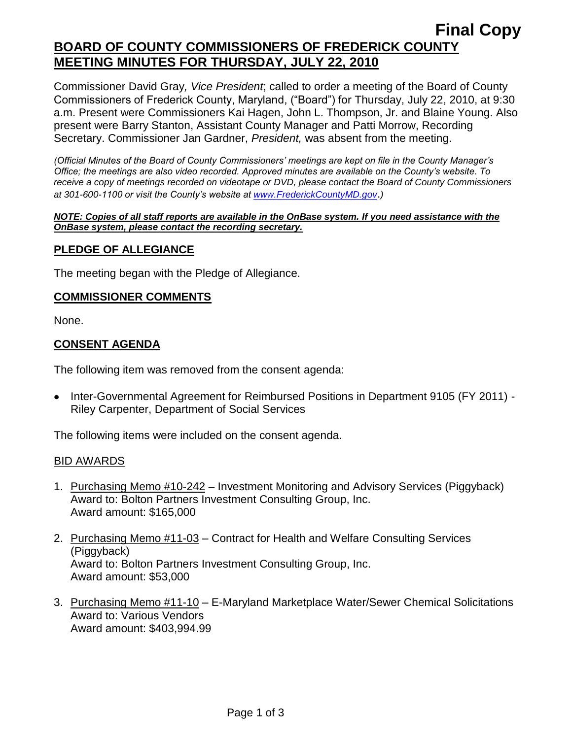**Final Copy**

# BOARD OF COUNTY COMMISSIONERS OF FREDERICK COUNTY MEETING MINUTES FOR THURSDAY, JULY 22, 2010

Commissioner David Gray*, Vice President*; called to order a meeting of the Board of County Commissioners of Frederick County, Maryland, ("Board") for Thursday, July 22, 2010, at 9:30 a.m. Present were Commissioners Kai Hagen, John L. Thompson, Jr. and Blaine Young. Also present were Barry Stanton, Assistant County Manager and Patti Morrow, Recording Secretary. Commissioner Jan Gardner, *President,* was absent from the meeting.

*(Official Minutes of the Board of County Commissioners' meetings are kept on file in the County Manager's Office; the meetings are also video recorded. Approved minutes are available on the County's website. To receive a copy of meetings recorded on videotape or DVD, please contact the Board of County Commissioners at 301-600-1100 or visit the County's website at www.FrederickCountyMD.gov.)*

***NOTE: Copies of all staff reports are available in the OnBase system. If you need assistance with the OnBase system, please contact the recording secretary.***

## PLEDGE OF ALLEGIANCE

The meeting began with the Pledge of Allegiance.

## COMMISSIONER COMMENTS

None.

## CONSENT AGENDA

The following item was removed from the consent agenda:

- Inter-Governmental Agreement for Reimbursed Positions in Department 9105 (FY 2011) - Riley Carpenter, Department of Social Services

The following items were included on the consent agenda.

### BID AWARDS

1. Purchasing Memo #10-242 – Investment Monitoring and Advisory Services (Piggyback)
   Award to: Bolton Partners Investment Consulting Group, Inc.
   Award amount: $165,000

2. Purchasing Memo #11-03 – Contract for Health and Welfare Consulting Services (Piggyback)
   Award to: Bolton Partners Investment Consulting Group, Inc.
   Award amount: $53,000

3. Purchasing Memo #11-10 – E-Maryland Marketplace Water/Sewer Chemical Solicitations
   Award to: Various Vendors
   Award amount: $403,994.99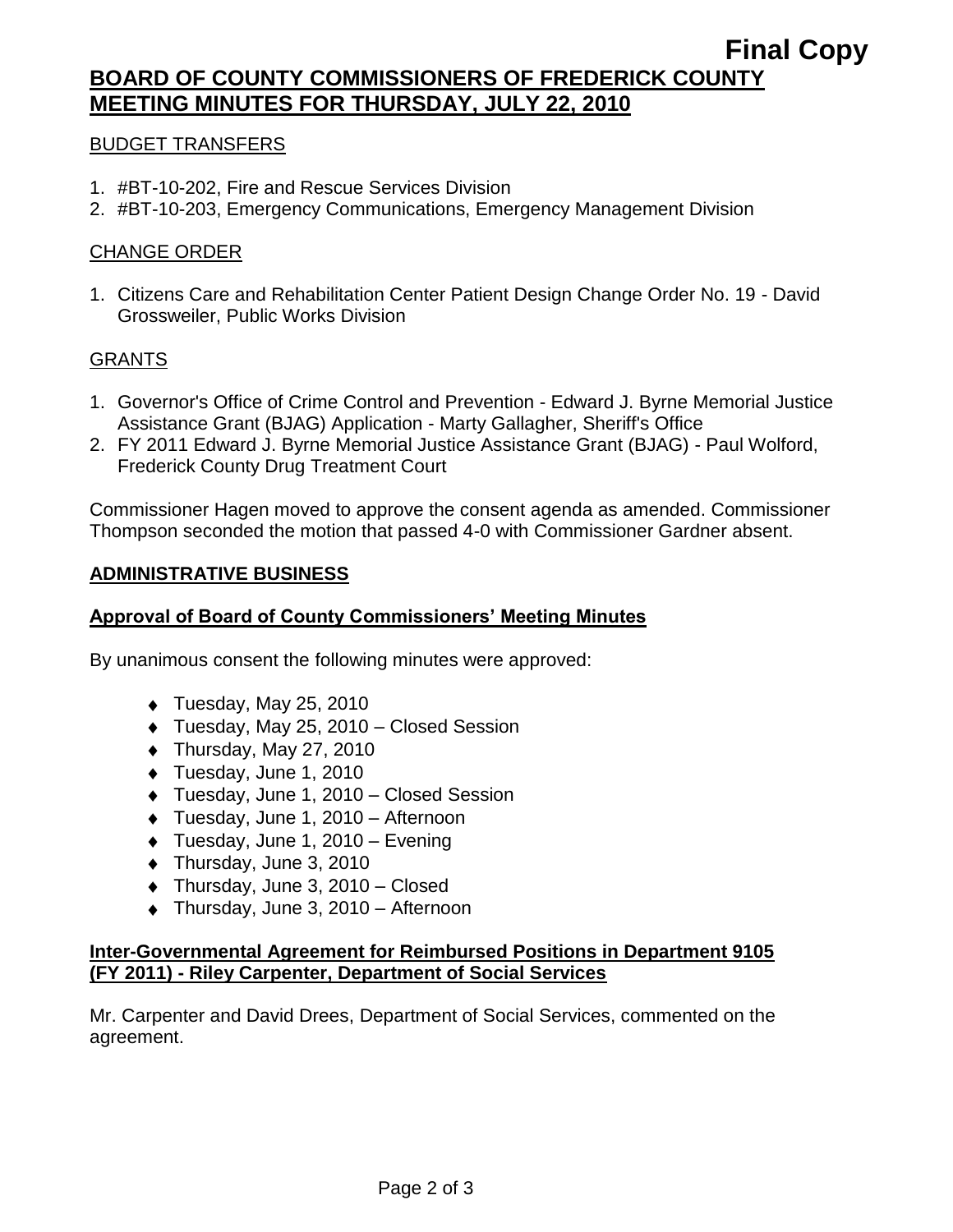BUDGET TRANSFERS

1. #BT-10-202, Fire and Rescue Services Division
2. #BT-10-203, Emergency Communications, Emergency Management Division

CHANGE ORDER

1. Citizens Care and Rehabilitation Center Patient Design Change Order No. 19 - David Grossweiler, Public Works Division

GRANTS

1. Governor's Office of Crime Control and Prevention - Edward J. Byrne Memorial Justice Assistance Grant (BJAG) Application - Marty Gallagher, Sheriff's Office
2. FY 2011 Edward J. Byrne Memorial Justice Assistance Grant (BJAG) - Paul Wolford, Frederick County Drug Treatment Court

Commissioner Hagen moved to approve the consent agenda as amended. Commissioner Thompson seconded the motion that passed 4-0 with Commissioner Gardner absent.

## ADMINISTRATIVE BUSINESS

### Approval of Board of County Commissioners' Meeting Minutes

By unanimous consent the following minutes were approved:

- Tuesday, May 25, 2010
- Tuesday, May 25, 2010 – Closed Session
- Thursday, May 27, 2010
- Tuesday, June 1, 2010
- Tuesday, June 1, 2010 – Closed Session
- Tuesday, June 1, 2010 – Afternoon
- Tuesday, June 1, 2010 – Evening
- Thursday, June 3, 2010
- Thursday, June 3, 2010 – Closed
- Thursday, June 3, 2010 – Afternoon

### Inter-Governmental Agreement for Reimbursed Positions in Department 9105 (FY 2011) - Riley Carpenter, Department of Social Services

Mr. Carpenter and David Drees, Department of Social Services, commented on the agreement.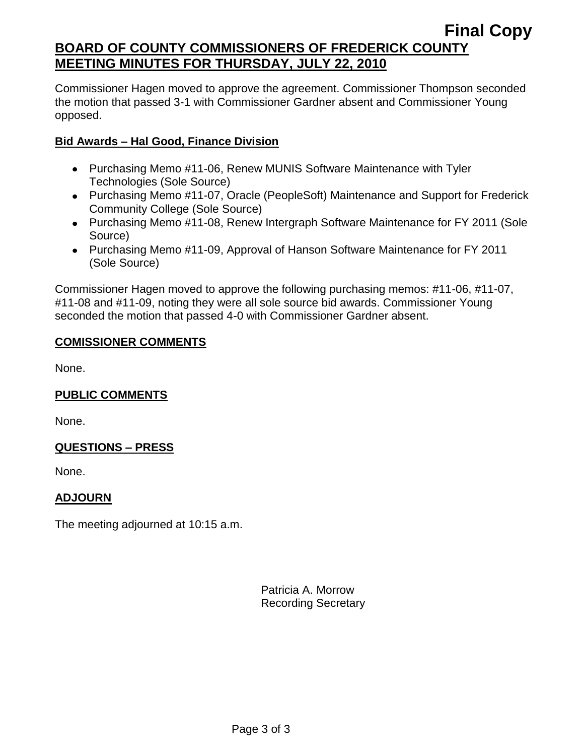Commissioner Hagen moved to approve the agreement. Commissioner Thompson seconded the motion that passed 3-1 with Commissioner Gardner absent and Commissioner Young opposed.

**Bid Awards – Hal Good, Finance Division**

- Purchasing Memo #11-06, Renew MUNIS Software Maintenance with Tyler Technologies (Sole Source)
- Purchasing Memo #11-07, Oracle (PeopleSoft) Maintenance and Support for Frederick Community College (Sole Source)
- Purchasing Memo #11-08, Renew Intergraph Software Maintenance for FY 2011 (Sole Source)
- Purchasing Memo #11-09, Approval of Hanson Software Maintenance for FY 2011 (Sole Source)

Commissioner Hagen moved to approve the following purchasing memos: #11-06, #11-07, #11-08 and #11-09, noting they were all sole source bid awards. Commissioner Young seconded the motion that passed 4-0 with Commissioner Gardner absent.

## COMISSIONER COMMENTS

None.

## PUBLIC COMMENTS

None.

## QUESTIONS – PRESS

None.

## ADJOURN

The meeting adjourned at 10:15 a.m.

Patricia A. Morrow
Recording Secretary